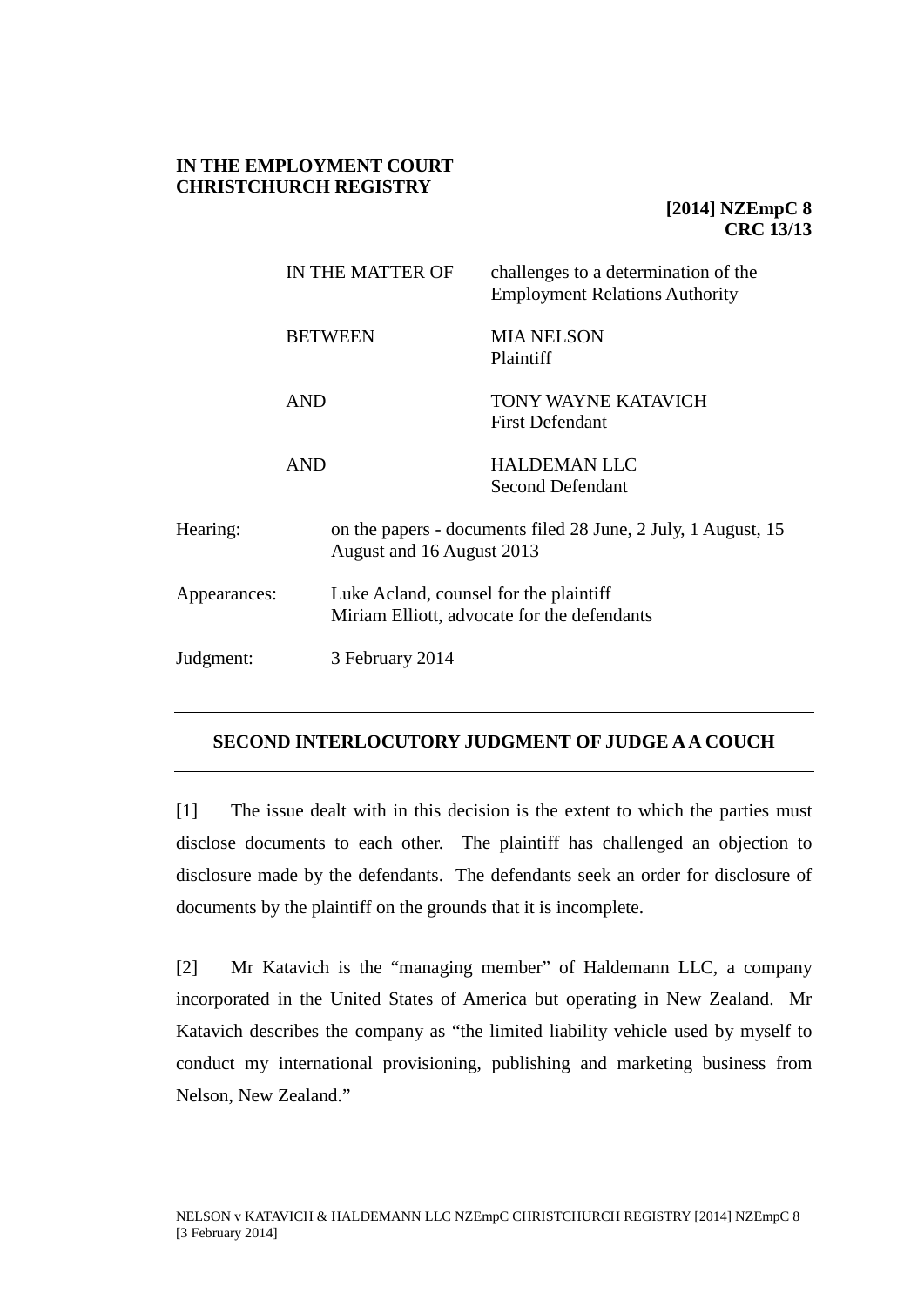**IN THE EMPLOYMENT COURT**
**CHRISTCHURCH REGISTRY**

**[2014] NZEmpC 8**
**CRC 13/13**

| | |
|---|---|
| IN THE MATTER OF | challenges to a determination of the Employment Relations Authority |
| BETWEEN | MIA NELSON<br>Plaintiff |
| AND | TONY WAYNE KATAVICH<br>First Defendant |
| AND | HALDEMAN LLC<br>Second Defendant |

| | |
|---|---|
| Hearing: | on the papers - documents filed 28 June, 2 July, 1 August, 15 August and 16 August 2013 |
| Appearances: | Luke Acland, counsel for the plaintiff<br>Miriam Elliott, advocate for the defendants |
| Judgment: | 3 February 2014 |

---

## SECOND INTERLOCUTORY JUDGMENT OF JUDGE A A COUCH

---

[1] The issue dealt with in this decision is the extent to which the parties must disclose documents to each other. The plaintiff has challenged an objection to disclosure made by the defendants. The defendants seek an order for disclosure of documents by the plaintiff on the grounds that it is incomplete.

[2] Mr Katavich is the "managing member" of Haldemann LLC, a company incorporated in the United States of America but operating in New Zealand. Mr Katavich describes the company as "the limited liability vehicle used by myself to conduct my international provisioning, publishing and marketing business from Nelson, New Zealand."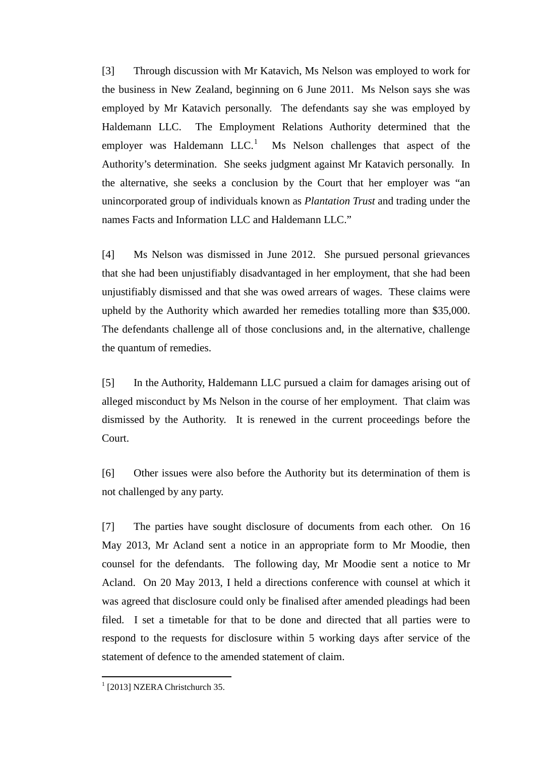[3] Through discussion with Mr Katavich, Ms Nelson was employed to work for the business in New Zealand, beginning on 6 June 2011. Ms Nelson says she was employed by Mr Katavich personally. The defendants say she was employed by Haldemann LLC. The Employment Relations Authority determined that the employer was Haldemann LLC.[1] Ms Nelson challenges that aspect of the Authority's determination. She seeks judgment against Mr Katavich personally. In the alternative, she seeks a conclusion by the Court that her employer was "an unincorporated group of individuals known as *Plantation Trust* and trading under the names Facts and Information LLC and Haldemann LLC."

[4] Ms Nelson was dismissed in June 2012. She pursued personal grievances that she had been unjustifiably disadvantaged in her employment, that she had been unjustifiably dismissed and that she was owed arrears of wages. These claims were upheld by the Authority which awarded her remedies totalling more than $35,000. The defendants challenge all of those conclusions and, in the alternative, challenge the quantum of remedies.

[5] In the Authority, Haldemann LLC pursued a claim for damages arising out of alleged misconduct by Ms Nelson in the course of her employment. That claim was dismissed by the Authority. It is renewed in the current proceedings before the Court.

[6] Other issues were also before the Authority but its determination of them is not challenged by any party.

[7] The parties have sought disclosure of documents from each other. On 16 May 2013, Mr Acland sent a notice in an appropriate form to Mr Moodie, then counsel for the defendants. The following day, Mr Moodie sent a notice to Mr Acland. On 20 May 2013, I held a directions conference with counsel at which it was agreed that disclosure could only be finalised after amended pleadings had been filed. I set a timetable for that to be done and directed that all parties were to respond to the requests for disclosure within 5 working days after service of the statement of defence to the amended statement of claim.

---

[1] [2013] NZERA Christchurch 35.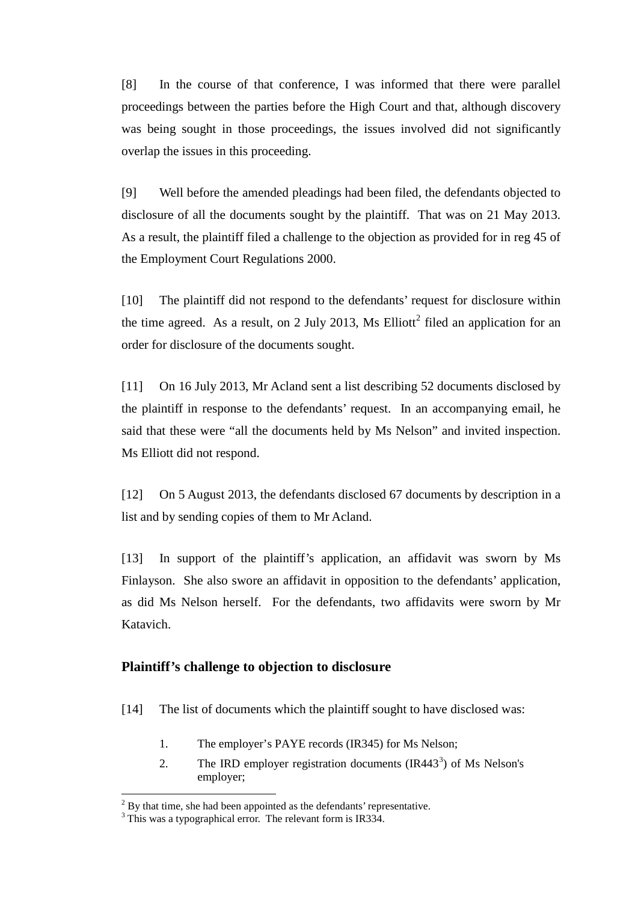[8] In the course of that conference, I was informed that there were parallel proceedings between the parties before the High Court and that, although discovery was being sought in those proceedings, the issues involved did not significantly overlap the issues in this proceeding.

[9] Well before the amended pleadings had been filed, the defendants objected to disclosure of all the documents sought by the plaintiff. That was on 21 May 2013. As a result, the plaintiff filed a challenge to the objection as provided for in reg 45 of the Employment Court Regulations 2000.

[10] The plaintiff did not respond to the defendants' request for disclosure within the time agreed. As a result, on 2 July 2013, Ms Elliott[2] filed an application for an order for disclosure of the documents sought.

[11] On 16 July 2013, Mr Acland sent a list describing 52 documents disclosed by the plaintiff in response to the defendants' request. In an accompanying email, he said that these were "all the documents held by Ms Nelson" and invited inspection. Ms Elliott did not respond.

[12] On 5 August 2013, the defendants disclosed 67 documents by description in a list and by sending copies of them to Mr Acland.

[13] In support of the plaintiff's application, an affidavit was sworn by Ms Finlayson. She also swore an affidavit in opposition to the defendants' application, as did Ms Nelson herself. For the defendants, two affidavits were sworn by Mr Katavich.

### Plaintiff's challenge to objection to disclosure

[14] The list of documents which the plaintiff sought to have disclosed was:

1. The employer's PAYE records (IR345) for Ms Nelson;
2. The IRD employer registration documents (IR443[3]) of Ms Nelson's employer;

---

[2] By that time, she had been appointed as the defendants' representative.

[3] This was a typographical error. The relevant form is IR334.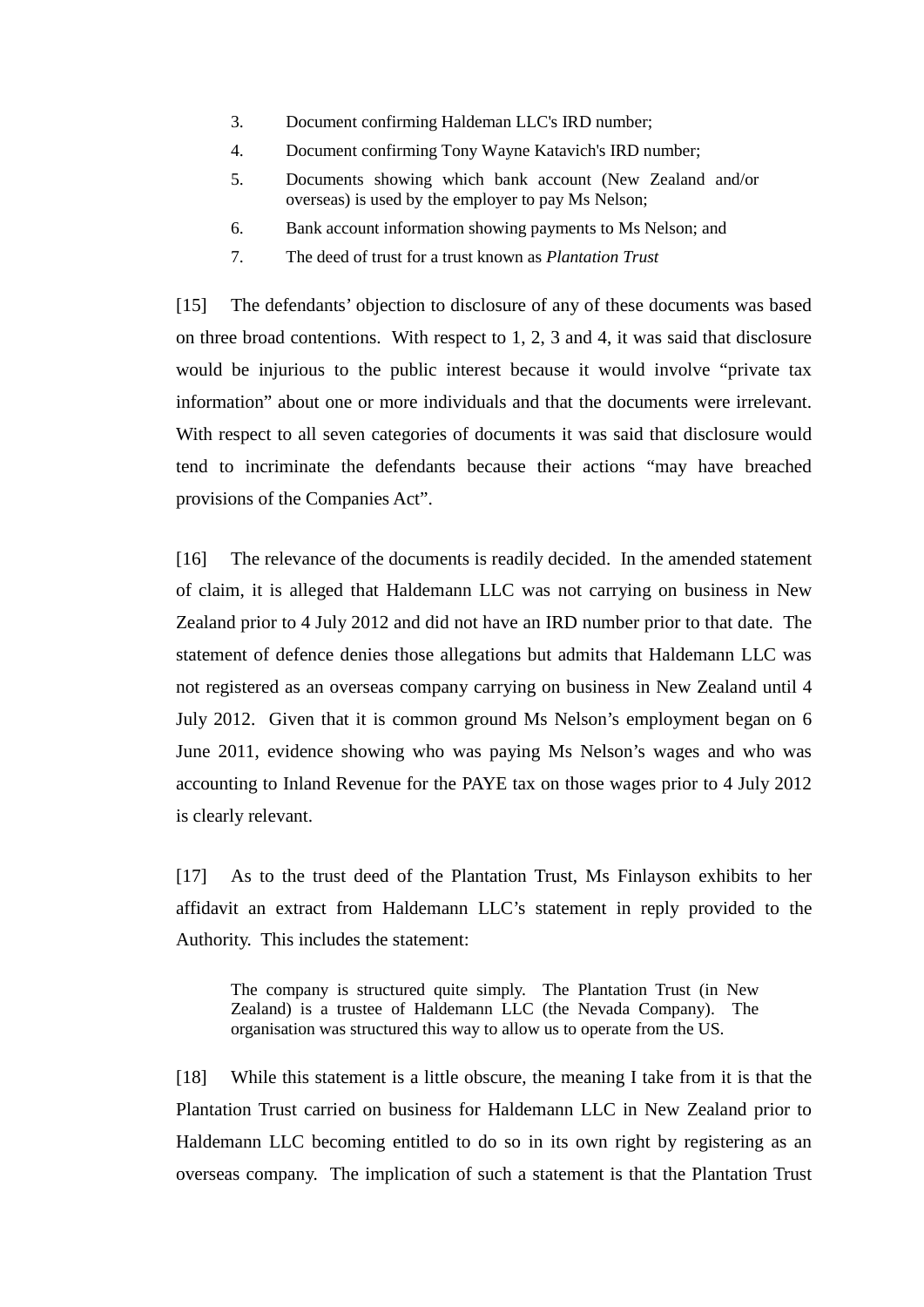3. Document confirming Haldeman LLC's IRD number;
4. Document confirming Tony Wayne Katavich's IRD number;
5. Documents showing which bank account (New Zealand and/or overseas) is used by the employer to pay Ms Nelson;
6. Bank account information showing payments to Ms Nelson; and
7. The deed of trust for a trust known as *Plantation Trust*

[15] The defendants' objection to disclosure of any of these documents was based on three broad contentions. With respect to 1, 2, 3 and 4, it was said that disclosure would be injurious to the public interest because it would involve "private tax information" about one or more individuals and that the documents were irrelevant. With respect to all seven categories of documents it was said that disclosure would tend to incriminate the defendants because their actions "may have breached provisions of the Companies Act".

[16] The relevance of the documents is readily decided. In the amended statement of claim, it is alleged that Haldemann LLC was not carrying on business in New Zealand prior to 4 July 2012 and did not have an IRD number prior to that date. The statement of defence denies those allegations but admits that Haldemann LLC was not registered as an overseas company carrying on business in New Zealand until 4 July 2012. Given that it is common ground Ms Nelson's employment began on 6 June 2011, evidence showing who was paying Ms Nelson's wages and who was accounting to Inland Revenue for the PAYE tax on those wages prior to 4 July 2012 is clearly relevant.

[17] As to the trust deed of the Plantation Trust, Ms Finlayson exhibits to her affidavit an extract from Haldemann LLC's statement in reply provided to the Authority. This includes the statement:

> The company is structured quite simply. The Plantation Trust (in New Zealand) is a trustee of Haldemann LLC (the Nevada Company). The organisation was structured this way to allow us to operate from the US.

[18] While this statement is a little obscure, the meaning I take from it is that the Plantation Trust carried on business for Haldemann LLC in New Zealand prior to Haldemann LLC becoming entitled to do so in its own right by registering as an overseas company. The implication of such a statement is that the Plantation Trust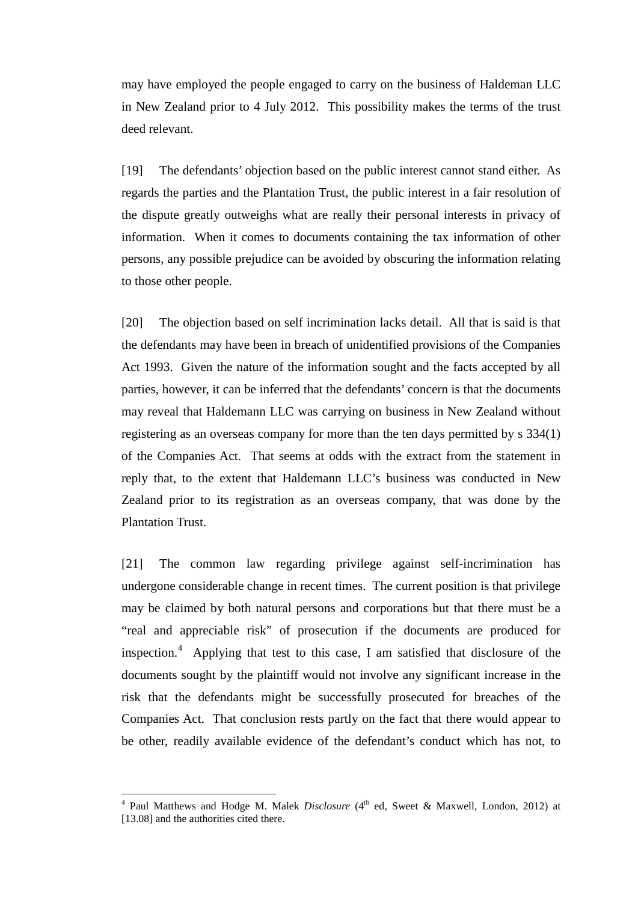may have employed the people engaged to carry on the business of Haldeman LLC in New Zealand prior to 4 July 2012. This possibility makes the terms of the trust deed relevant.

[19] The defendants' objection based on the public interest cannot stand either. As regards the parties and the Plantation Trust, the public interest in a fair resolution of the dispute greatly outweighs what are really their personal interests in privacy of information. When it comes to documents containing the tax information of other persons, any possible prejudice can be avoided by obscuring the information relating to those other people.

[20] The objection based on self incrimination lacks detail. All that is said is that the defendants may have been in breach of unidentified provisions of the Companies Act 1993. Given the nature of the information sought and the facts accepted by all parties, however, it can be inferred that the defendants' concern is that the documents may reveal that Haldemann LLC was carrying on business in New Zealand without registering as an overseas company for more than the ten days permitted by s 334(1) of the Companies Act. That seems at odds with the extract from the statement in reply that, to the extent that Haldemann LLC's business was conducted in New Zealand prior to its registration as an overseas company, that was done by the Plantation Trust.

[21] The common law regarding privilege against self-incrimination has undergone considerable change in recent times. The current position is that privilege may be claimed by both natural persons and corporations but that there must be a "real and appreciable risk" of prosecution if the documents are produced for inspection.[4] Applying that test to this case, I am satisfied that disclosure of the documents sought by the plaintiff would not involve any significant increase in the risk that the defendants might be successfully prosecuted for breaches of the Companies Act. That conclusion rests partly on the fact that there would appear to be other, readily available evidence of the defendant's conduct which has not, to

---

[4] Paul Matthews and Hodge M. Malek *Disclosure* (4th ed, Sweet & Maxwell, London, 2012) at [13.08] and the authorities cited there.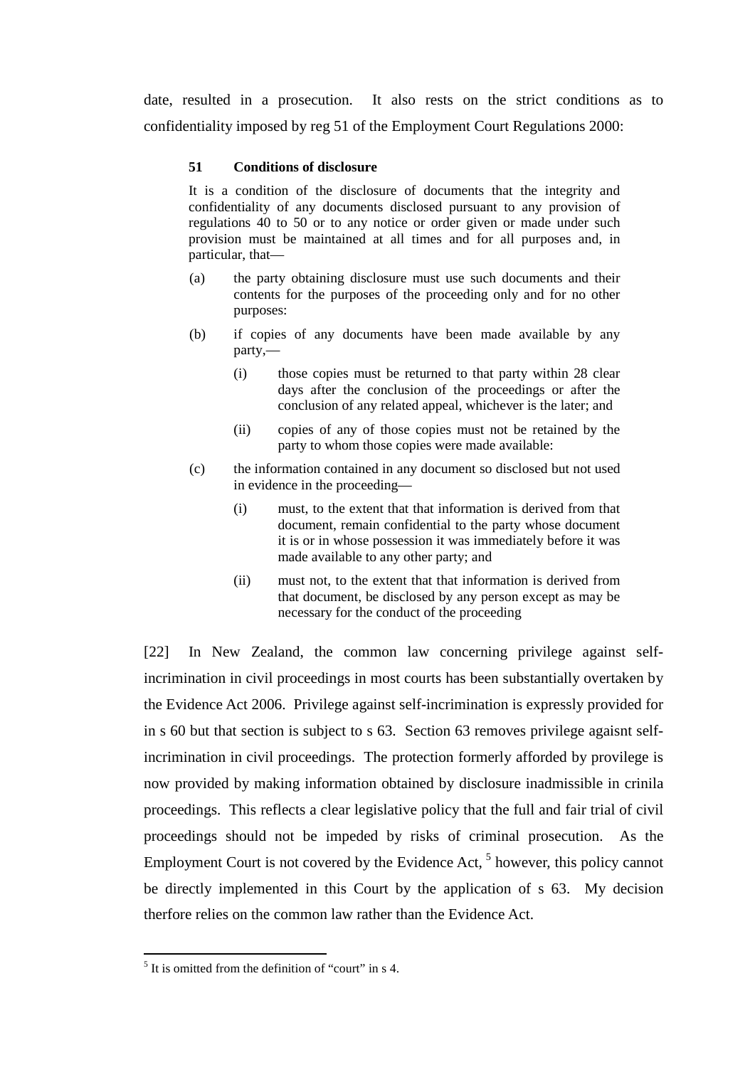date, resulted in a prosecution. It also rests on the strict conditions as to confidentiality imposed by reg 51 of the Employment Court Regulations 2000:

> **51 Conditions of disclosure**
>
> It is a condition of the disclosure of documents that the integrity and confidentiality of any documents disclosed pursuant to any provision of regulations 40 to 50 or to any notice or order given or made under such provision must be maintained at all times and for all purposes and, in particular, that—
>
> (a) the party obtaining disclosure must use such documents and their contents for the purposes of the proceeding only and for no other purposes:
>
> (b) if copies of any documents have been made available by any party,—
>
> (i) those copies must be returned to that party within 28 clear days after the conclusion of the proceedings or after the conclusion of any related appeal, whichever is the later; and
>
> (ii) copies of any of those copies must not be retained by the party to whom those copies were made available:
>
> (c) the information contained in any document so disclosed but not used in evidence in the proceeding—
>
> (i) must, to the extent that that information is derived from that document, remain confidential to the party whose document it is or in whose possession it was immediately before it was made available to any other party; and
>
> (ii) must not, to the extent that that information is derived from that document, be disclosed by any person except as may be necessary for the conduct of the proceeding

[22] In New Zealand, the common law concerning privilege against self-incrimination in civil proceedings in most courts has been substantially overtaken by the Evidence Act 2006. Privilege against self-incrimination is expressly provided for in s 60 but that section is subject to s 63. Section 63 removes privilege agaisnt self-incrimination in civil proceedings. The protection formerly afforded by provilege is now provided by making information obtained by disclosure inadmissible in crinila proceedings. This reflects a clear legislative policy that the full and fair trial of civil proceedings should not be impeded by risks of criminal prosecution. As the Employment Court is not covered by the Evidence Act, [5] however, this policy cannot be directly implemented in this Court by the application of s 63. My decision therfore relies on the common law rather than the Evidence Act.

[5] It is omitted from the definition of "court" in s 4.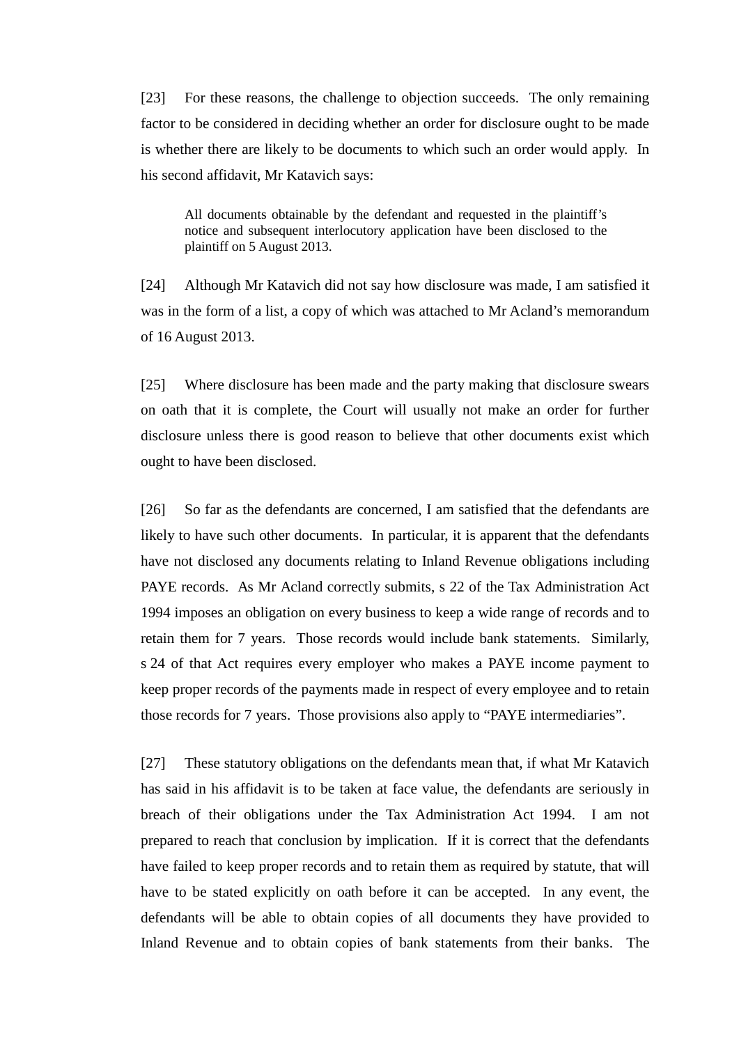[23] For these reasons, the challenge to objection succeeds. The only remaining factor to be considered in deciding whether an order for disclosure ought to be made is whether there are likely to be documents to which such an order would apply. In his second affidavit, Mr Katavich says:

> All documents obtainable by the defendant and requested in the plaintiff's notice and subsequent interlocutory application have been disclosed to the plaintiff on 5 August 2013.

[24] Although Mr Katavich did not say how disclosure was made, I am satisfied it was in the form of a list, a copy of which was attached to Mr Acland's memorandum of 16 August 2013.

[25] Where disclosure has been made and the party making that disclosure swears on oath that it is complete, the Court will usually not make an order for further disclosure unless there is good reason to believe that other documents exist which ought to have been disclosed.

[26] So far as the defendants are concerned, I am satisfied that the defendants are likely to have such other documents. In particular, it is apparent that the defendants have not disclosed any documents relating to Inland Revenue obligations including PAYE records. As Mr Acland correctly submits, s 22 of the Tax Administration Act 1994 imposes an obligation on every business to keep a wide range of records and to retain them for 7 years. Those records would include bank statements. Similarly, s 24 of that Act requires every employer who makes a PAYE income payment to keep proper records of the payments made in respect of every employee and to retain those records for 7 years. Those provisions also apply to "PAYE intermediaries".

[27] These statutory obligations on the defendants mean that, if what Mr Katavich has said in his affidavit is to be taken at face value, the defendants are seriously in breach of their obligations under the Tax Administration Act 1994. I am not prepared to reach that conclusion by implication. If it is correct that the defendants have failed to keep proper records and to retain them as required by statute, that will have to be stated explicitly on oath before it can be accepted. In any event, the defendants will be able to obtain copies of all documents they have provided to Inland Revenue and to obtain copies of bank statements from their banks. The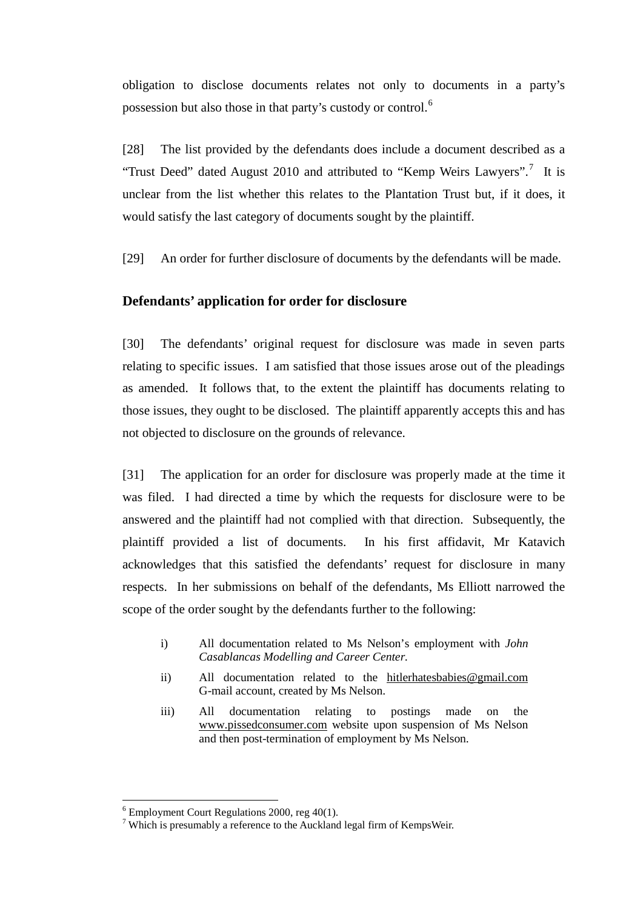obligation to disclose documents relates not only to documents in a party's possession but also those in that party's custody or control.[6]

[28] The list provided by the defendants does include a document described as a "Trust Deed" dated August 2010 and attributed to "Kemp Weirs Lawyers".[7] It is unclear from the list whether this relates to the Plantation Trust but, if it does, it would satisfy the last category of documents sought by the plaintiff.

[29] An order for further disclosure of documents by the defendants will be made.

### Defendants' application for order for disclosure

[30] The defendants' original request for disclosure was made in seven parts relating to specific issues. I am satisfied that those issues arose out of the pleadings as amended. It follows that, to the extent the plaintiff has documents relating to those issues, they ought to be disclosed. The plaintiff apparently accepts this and has not objected to disclosure on the grounds of relevance.

[31] The application for an order for disclosure was properly made at the time it was filed. I had directed a time by which the requests for disclosure were to be answered and the plaintiff had not complied with that direction. Subsequently, the plaintiff provided a list of documents. In his first affidavit, Mr Katavich acknowledges that this satisfied the defendants' request for disclosure in many respects. In her submissions on behalf of the defendants, Ms Elliott narrowed the scope of the order sought by the defendants further to the following:

> i) All documentation related to Ms Nelson's employment with *John Casablancas Modelling and Career Center*.
>
> ii) All documentation related to the hitlerhatesbabies@gmail.com G-mail account, created by Ms Nelson.
>
> iii) All documentation relating to postings made on the www.pissedconsumer.com website upon suspension of Ms Nelson and then post-termination of employment by Ms Nelson.

---

[6] Employment Court Regulations 2000, reg 40(1).

[7] Which is presumably a reference to the Auckland legal firm of KempsWeir.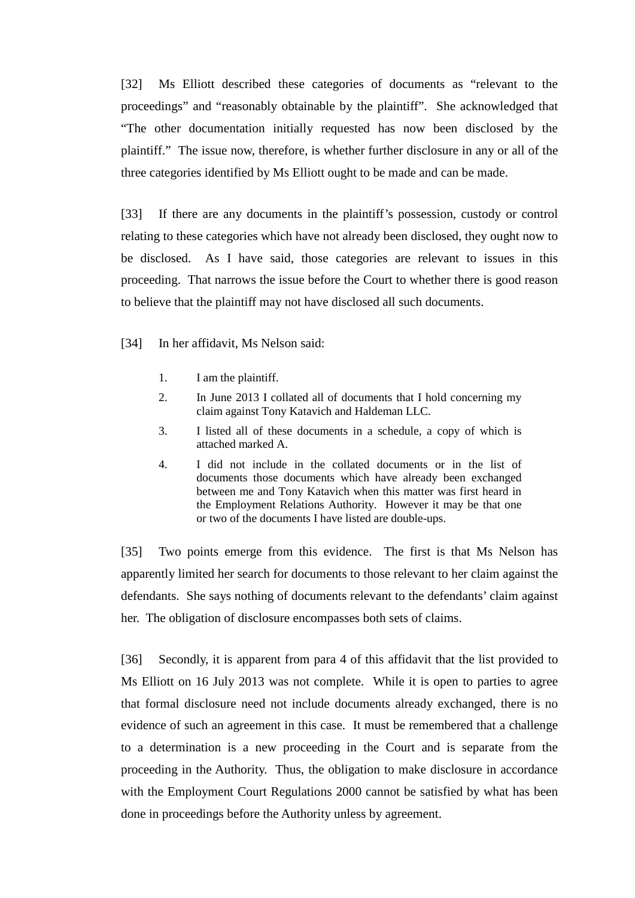[32] Ms Elliott described these categories of documents as "relevant to the proceedings" and "reasonably obtainable by the plaintiff". She acknowledged that "The other documentation initially requested has now been disclosed by the plaintiff." The issue now, therefore, is whether further disclosure in any or all of the three categories identified by Ms Elliott ought to be made and can be made.

[33] If there are any documents in the plaintiff's possession, custody or control relating to these categories which have not already been disclosed, they ought now to be disclosed. As I have said, those categories are relevant to issues in this proceeding. That narrows the issue before the Court to whether there is good reason to believe that the plaintiff may not have disclosed all such documents.

[34] In her affidavit, Ms Nelson said:

> 1. I am the plaintiff.
> 2. In June 2013 I collated all of documents that I hold concerning my claim against Tony Katavich and Haldeman LLC.
> 3. I listed all of these documents in a schedule, a copy of which is attached marked A.
> 4. I did not include in the collated documents or in the list of documents those documents which have already been exchanged between me and Tony Katavich when this matter was first heard in the Employment Relations Authority. However it may be that one or two of the documents I have listed are double-ups.

[35] Two points emerge from this evidence. The first is that Ms Nelson has apparently limited her search for documents to those relevant to her claim against the defendants. She says nothing of documents relevant to the defendants' claim against her. The obligation of disclosure encompasses both sets of claims.

[36] Secondly, it is apparent from para 4 of this affidavit that the list provided to Ms Elliott on 16 July 2013 was not complete. While it is open to parties to agree that formal disclosure need not include documents already exchanged, there is no evidence of such an agreement in this case. It must be remembered that a challenge to a determination is a new proceeding in the Court and is separate from the proceeding in the Authority. Thus, the obligation to make disclosure in accordance with the Employment Court Regulations 2000 cannot be satisfied by what has been done in proceedings before the Authority unless by agreement.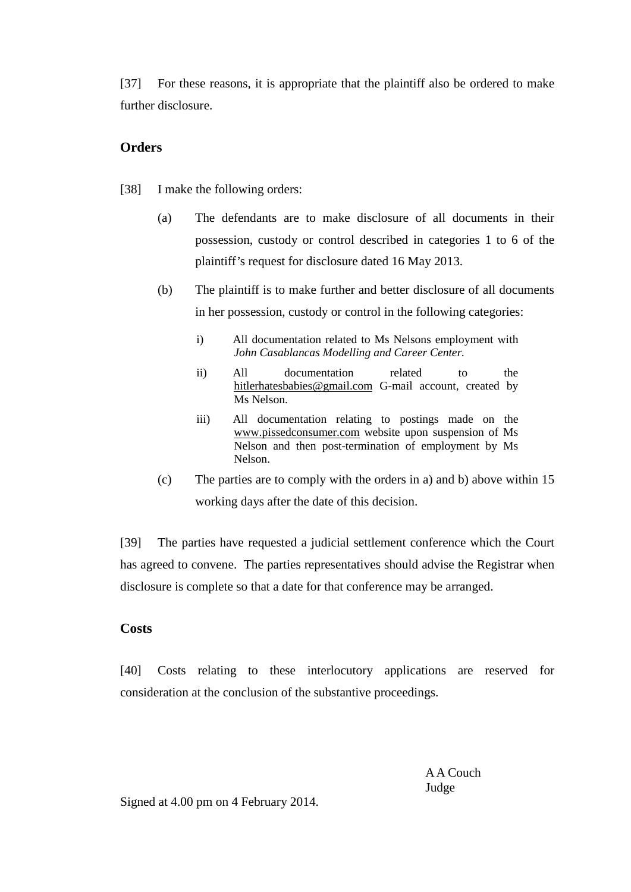[37] For these reasons, it is appropriate that the plaintiff also be ordered to make further disclosure.

## Orders

[38] I make the following orders:

(a) The defendants are to make disclosure of all documents in their possession, custody or control described in categories 1 to 6 of the plaintiff's request for disclosure dated 16 May 2013.

(b) The plaintiff is to make further and better disclosure of all documents in her possession, custody or control in the following categories:

i) All documentation related to Ms Nelsons employment with *John Casablancas Modelling and Career Center.*

ii) All documentation related to the hitlerhatesbabies@gmail.com G-mail account, created by Ms Nelson.

iii) All documentation relating to postings made on the www.pissedconsumer.com website upon suspension of Ms Nelson and then post-termination of employment by Ms Nelson.

(c) The parties are to comply with the orders in a) and b) above within 15 working days after the date of this decision.

[39] The parties have requested a judicial settlement conference which the Court has agreed to convene. The parties representatives should advise the Registrar when disclosure is complete so that a date for that conference may be arranged.

## Costs

[40] Costs relating to these interlocutory applications are reserved for consideration at the conclusion of the substantive proceedings.

A A Couch
Judge

Signed at 4.00 pm on 4 February 2014.